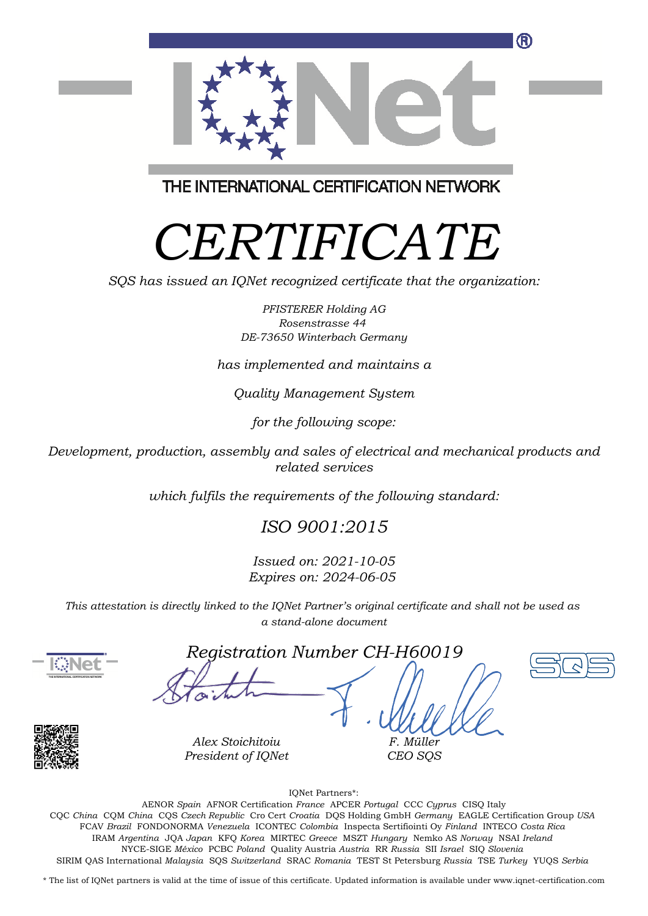THE INTERNATIONAL CERTIFICATION NETWORK

# CERTIFICATE

*SQS has issued an IQNet recognized certificate that the organization:*

*PFISTERER Holding AG*
*Rosenstrasse 44*
*DE-73650 Winterbach Germany*

*has implemented and maintains a*

*Quality Management System*

*for the following scope:*

*Development, production, assembly and sales of electrical and mechanical products and related services*

*which fulfils the requirements of the following standard:*

## *ISO 9001:2015*

*Issued on: 2021-10-05*
*Expires on: 2024-06-05*

*This attestation is directly linked to the IQNet Partner's original certificate and shall not be used as a stand-alone document*

*Registration Number CH-H60019*

| *Alex Stoichitoiu* | *F. Müller* |
| --- | --- |
| *President of IQNet* | *CEO SQS* |

IQNet Partners*:

AENOR *Spain* AFNOR Certification *France* APCER *Portugal* CCC *Cyprus* CISQ Italy
CQC *China* CQM *China* CQS *Czech Republic* Cro Cert *Croatia* DQS Holding GmbH *Germany* EAGLE Certification Group *USA*
FCAV *Brazil* FONDONORMA *Venezuela* ICONTEC *Colombia* Inspecta Sertifiointi Oy *Finland* INTECO *Costa Rica*
IRAM *Argentina* JQA *Japan* KFQ *Korea* MIRTEC *Greece* MSZT *Hungary* Nemko AS *Norway* NSAI *Ireland*
NYCE-SIGE *México* PCBC *Poland* Quality Austria *Austria* RR *Russia* SII *Israel* SIQ *Slovenia*
SIRIM QAS International *Malaysia* SQS *Switzerland* SRAC *Romania* TEST St Petersburg *Russia* TSE *Turkey* YUQS *Serbia*

* The list of IQNet partners is valid at the time of issue of this certificate. Updated information is available under www.iqnet-certification.com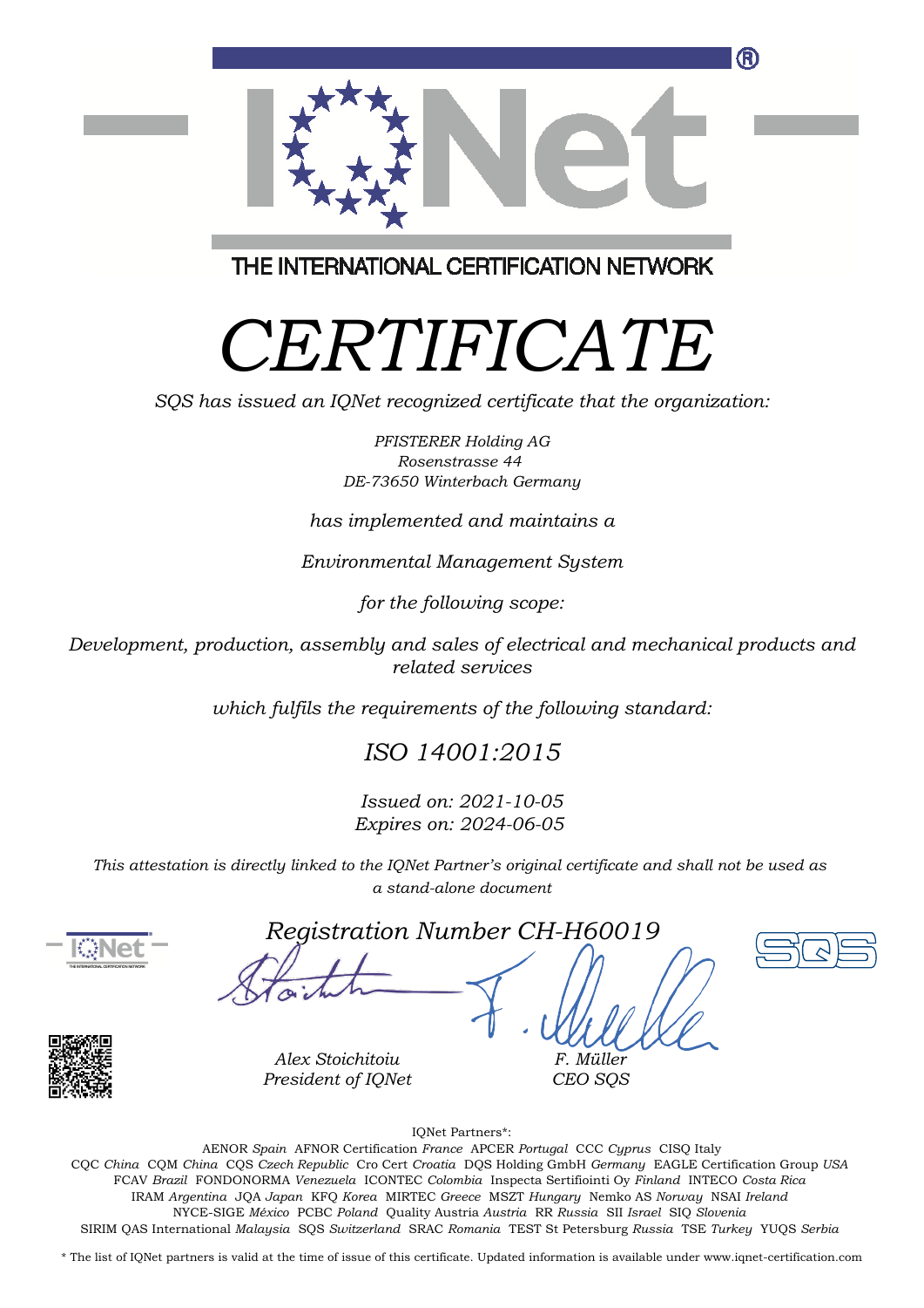THE INTERNATIONAL CERTIFICATION NETWORK

# *CERTIFICATE*

*SQS has issued an IQNet recognized certificate that the organization:*

*PFISTERER Holding AG*
*Rosenstrasse 44*
*DE-73650 Winterbach Germany*

*has implemented and maintains a*

*Environmental Management System*

*for the following scope:*

*Development, production, assembly and sales of electrical and mechanical products and related services*

*which fulfils the requirements of the following standard:*

## *ISO 14001:2015*

*Issued on: 2021-10-05*
*Expires on: 2024-06-05*

*This attestation is directly linked to the IQNet Partner's original certificate and shall not be used as a stand-alone document*

*Registration Number CH-H60019*

*Alex Stoichitoiu*
*President of IQNet*

*F. Müller*
*CEO SQS*

IQNet Partners*:

AENOR *Spain* AFNOR Certification *France* APCER *Portugal* CCC *Cyprus* CISQ Italy
CQC *China* CQM *China* CQS *Czech Republic* Cro Cert *Croatia* DQS Holding GmbH *Germany* EAGLE Certification Group *USA*
FCAV *Brazil* FONDONORMA *Venezuela* ICONTEC *Colombia* Inspecta Sertifiointi Oy *Finland* INTECO *Costa Rica*
IRAM *Argentina* JQA *Japan* KFQ *Korea* MIRTEC *Greece* MSZT *Hungary* Nemko AS *Norway* NSAI *Ireland*
NYCE-SIGE *México* PCBC *Poland* Quality Austria *Austria* RR *Russia* SII *Israel* SIQ *Slovenia*
SIRIM QAS International *Malaysia* SQS *Switzerland* SRAC *Romania* TEST St Petersburg *Russia* TSE *Turkey* YUQS *Serbia*

* The list of IQNet partners is valid at the time of issue of this certificate. Updated information is available under www.iqnet-certification.com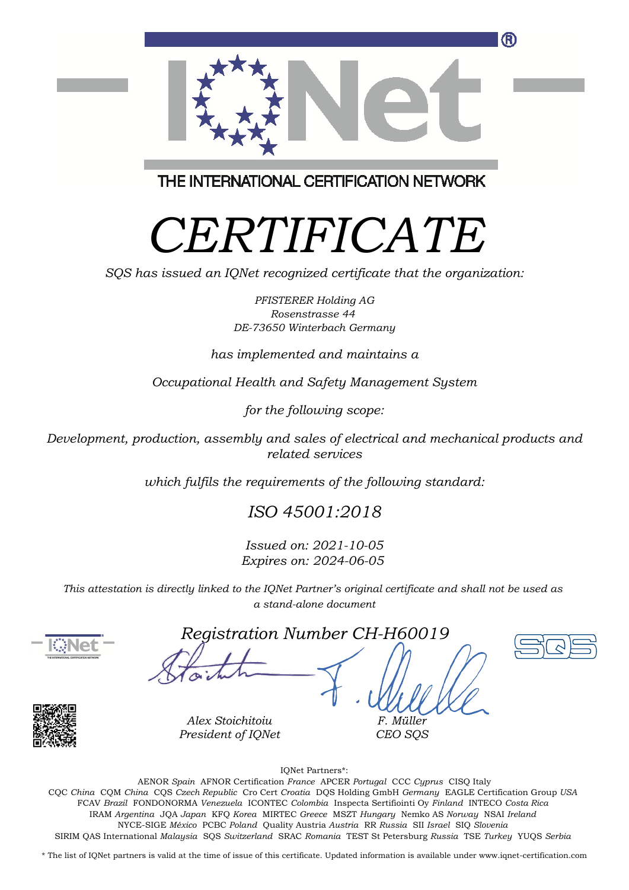THE INTERNATIONAL CERTIFICATION NETWORK

# *CERTIFICATE*

*SQS has issued an IQNet recognized certificate that the organization:*

*PFISTERER Holding AG*
*Rosenstrasse 44*
*DE-73650 Winterbach Germany*

*has implemented and maintains a*

*Occupational Health and Safety Management System*

*for the following scope:*

*Development, production, assembly and sales of electrical and mechanical products and related services*

*which fulfils the requirements of the following standard:*

## *ISO 45001:2018*

*Issued on: 2021-10-05*
*Expires on: 2024-06-05*

*This attestation is directly linked to the IQNet Partner's original certificate and shall not be used as a stand-alone document*

*Registration Number CH-H60019*

*Alex Stoichitoiu*
*President of IQNet*

*F. Müller*
*CEO SQS*

IQNet Partners*:

AENOR *Spain* AFNOR Certification *France* APCER *Portugal* CCC *Cyprus* CISQ Italy
CQC *China* CQM *China* CQS *Czech Republic* Cro Cert *Croatia* DQS Holding GmbH *Germany* EAGLE Certification Group *USA*
FCAV *Brazil* FONDONORMA *Venezuela* ICONTEC *Colombia* Inspecta Sertifiointi Oy *Finland* INTECO *Costa Rica*
IRAM *Argentina* JQA *Japan* KFQ *Korea* MIRTEC *Greece* MSZT *Hungary* Nemko AS *Norway* NSAI *Ireland*
NYCE-SIGE *México* PCBC *Poland* Quality Austria *Austria* RR *Russia* SII *Israel* SIQ *Slovenia*
SIRIM QAS International *Malaysia* SQS *Switzerland* SRAC *Romania* TEST St Petersburg *Russia* TSE *Turkey* YUQS *Serbia*

* The list of IQNet partners is valid at the time of issue of this certificate. Updated information is available under www.iqnet-certification.com